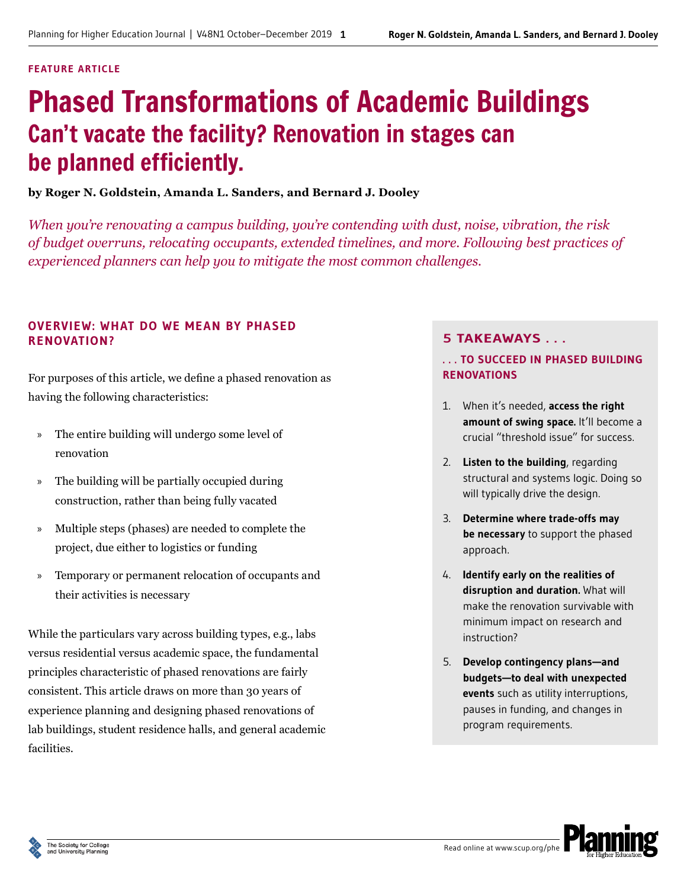FEATURE ARTICLE

# Phased Transformations of Academic Buildings

## Can't vacate the facility? Renovation in stages can be planned efficiently.

**by Roger N. Goldstein, Amanda L. Sanders, and Bernard J. Dooley**

*When you're renovating a campus building, you're contending with dust, noise, vibration, the risk of budget overruns, relocating occupants, extended timelines, and more. Following best practices of experienced planners can help you to mitigate the most common challenges.*

### OVERVIEW: WHAT DO WE MEAN BY PHASED RENOVATION?

For purposes of this article, we define a phased renovation as having the following characteristics:

» The entire building will undergo some level of renovation

» The building will be partially occupied during construction, rather than being fully vacated

» Multiple steps (phases) are needed to complete the project, due either to logistics or funding

» Temporary or permanent relocation of occupants and their activities is necessary

While the particulars vary across building types, e.g., labs versus residential versus academic space, the fundamental principles characteristic of phased renovations are fairly consistent. This article draws on more than 30 years of experience planning and designing phased renovations of lab buildings, student residence halls, and general academic facilities.

### 5 TAKEAWAYS . . .

#### . . . TO SUCCEED IN PHASED BUILDING RENOVATIONS

1. When it's needed, **access the right amount of swing space.** It'll become a crucial "threshold issue" for success.
2. **Listen to the building**, regarding structural and systems logic. Doing so will typically drive the design.
3. **Determine where trade-offs may be necessary** to support the phased approach.
4. **Identify early on the realities of disruption and duration.** What will make the renovation survivable with minimum impact on research and instruction?
5. **Develop contingency plans—and budgets—to deal with unexpected events** such as utility interruptions, pauses in funding, and changes in program requirements.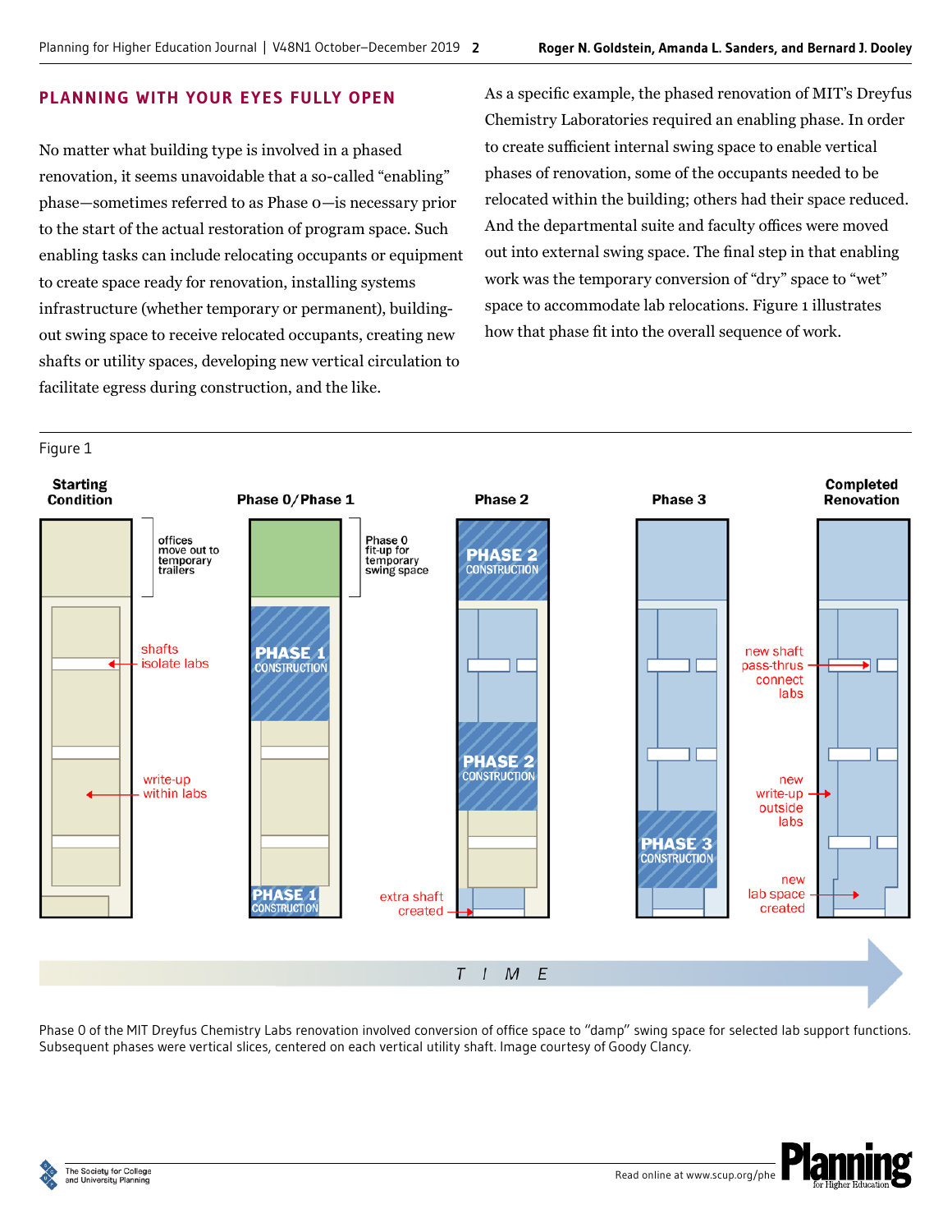## PLANNING WITH YOUR EYES FULLY OPEN

No matter what building type is involved in a phased renovation, it seems unavoidable that a so-called "enabling" phase—sometimes referred to as Phase 0—is necessary prior to the start of the actual restoration of program space. Such enabling tasks can include relocating occupants or equipment to create space ready for renovation, installing systems infrastructure (whether temporary or permanent), building-out swing space to receive relocated occupants, creating new shafts or utility spaces, developing new vertical circulation to facilitate egress during construction, and the like.

As a specific example, the phased renovation of MIT's Dreyfus Chemistry Laboratories required an enabling phase. In order to create sufficient internal swing space to enable vertical phases of renovation, some of the occupants needed to be relocated within the building; others had their space reduced. And the departmental suite and faculty offices were moved out into external swing space. The final step in that enabling work was the temporary conversion of "dry" space to "wet" space to accommodate lab relocations. Figure 1 illustrates how that phase fit into the overall sequence of work.

Figure 1

Phase 0 of the MIT Dreyfus Chemistry Labs renovation involved conversion of office space to "damp" swing space for selected lab support functions. Subsequent phases were vertical slices, centered on each vertical utility shaft. Image courtesy of Goody Clancy.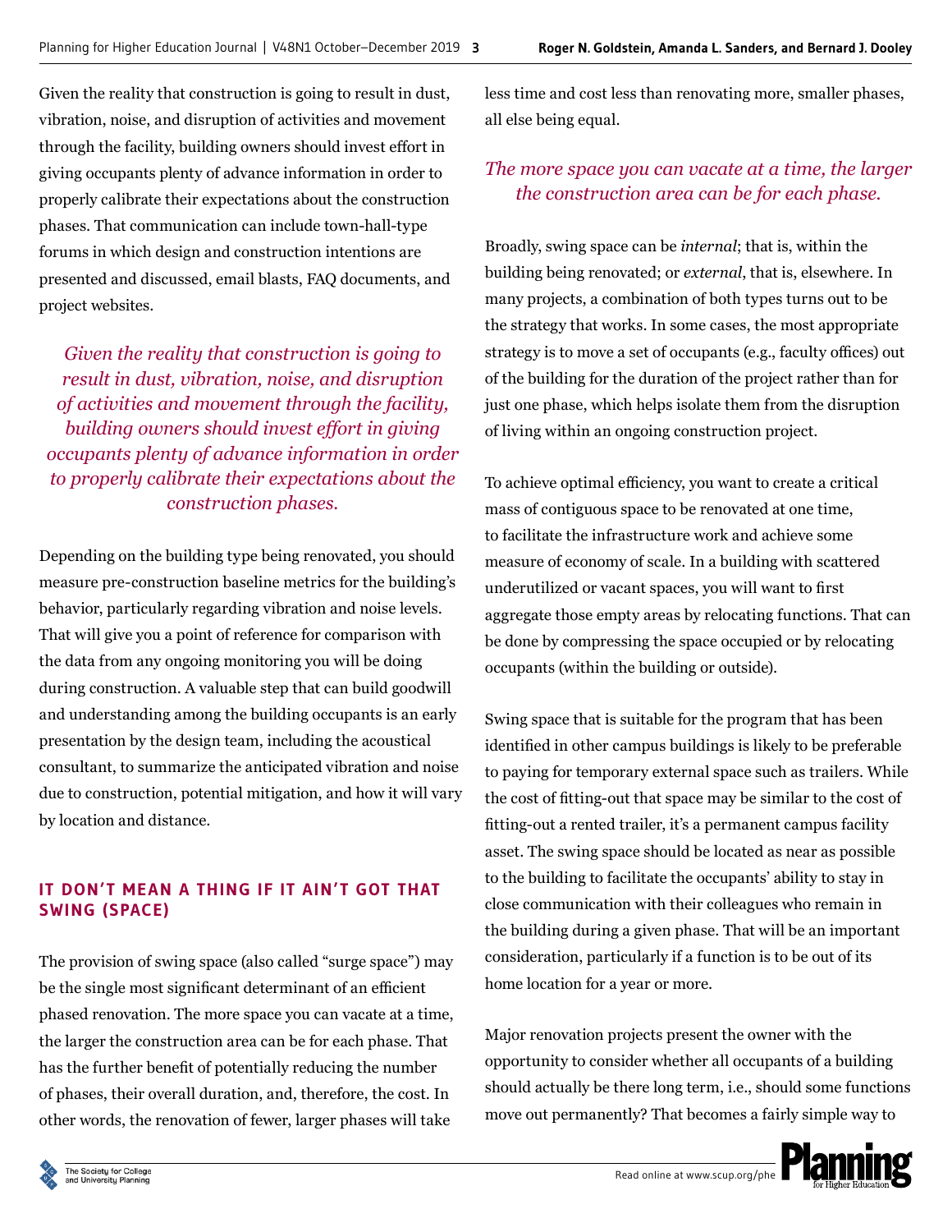Given the reality that construction is going to result in dust, vibration, noise, and disruption of activities and movement through the facility, building owners should invest effort in giving occupants plenty of advance information in order to properly calibrate their expectations about the construction phases. That communication can include town-hall-type forums in which design and construction intentions are presented and discussed, email blasts, FAQ documents, and project websites.

*Given the reality that construction is going to result in dust, vibration, noise, and disruption of activities and movement through the facility, building owners should invest effort in giving occupants plenty of advance information in order to properly calibrate their expectations about the construction phases.*

Depending on the building type being renovated, you should measure pre-construction baseline metrics for the building's behavior, particularly regarding vibration and noise levels. That will give you a point of reference for comparison with the data from any ongoing monitoring you will be doing during construction. A valuable step that can build goodwill and understanding among the building occupants is an early presentation by the design team, including the acoustical consultant, to summarize the anticipated vibration and noise due to construction, potential mitigation, and how it will vary by location and distance.

## IT DON'T MEAN A THING IF IT AIN'T GOT THAT SWING (SPACE)

The provision of swing space (also called "surge space") may be the single most significant determinant of an efficient phased renovation. The more space you can vacate at a time, the larger the construction area can be for each phase. That has the further benefit of potentially reducing the number of phases, their overall duration, and, therefore, the cost. In other words, the renovation of fewer, larger phases will take less time and cost less than renovating more, smaller phases, all else being equal.

*The more space you can vacate at a time, the larger the construction area can be for each phase.*

Broadly, swing space can be *internal*; that is, within the building being renovated; or *external*, that is, elsewhere. In many projects, a combination of both types turns out to be the strategy that works. In some cases, the most appropriate strategy is to move a set of occupants (e.g., faculty offices) out of the building for the duration of the project rather than for just one phase, which helps isolate them from the disruption of living within an ongoing construction project.

To achieve optimal efficiency, you want to create a critical mass of contiguous space to be renovated at one time, to facilitate the infrastructure work and achieve some measure of economy of scale. In a building with scattered underutilized or vacant spaces, you will want to first aggregate those empty areas by relocating functions. That can be done by compressing the space occupied or by relocating occupants (within the building or outside).

Swing space that is suitable for the program that has been identified in other campus buildings is likely to be preferable to paying for temporary external space such as trailers. While the cost of fitting-out that space may be similar to the cost of fitting-out a rented trailer, it's a permanent campus facility asset. The swing space should be located as near as possible to the building to facilitate the occupants' ability to stay in close communication with their colleagues who remain in the building during a given phase. That will be an important consideration, particularly if a function is to be out of its home location for a year or more.

Major renovation projects present the owner with the opportunity to consider whether all occupants of a building should actually be there long term, i.e., should some functions move out permanently? That becomes a fairly simple way to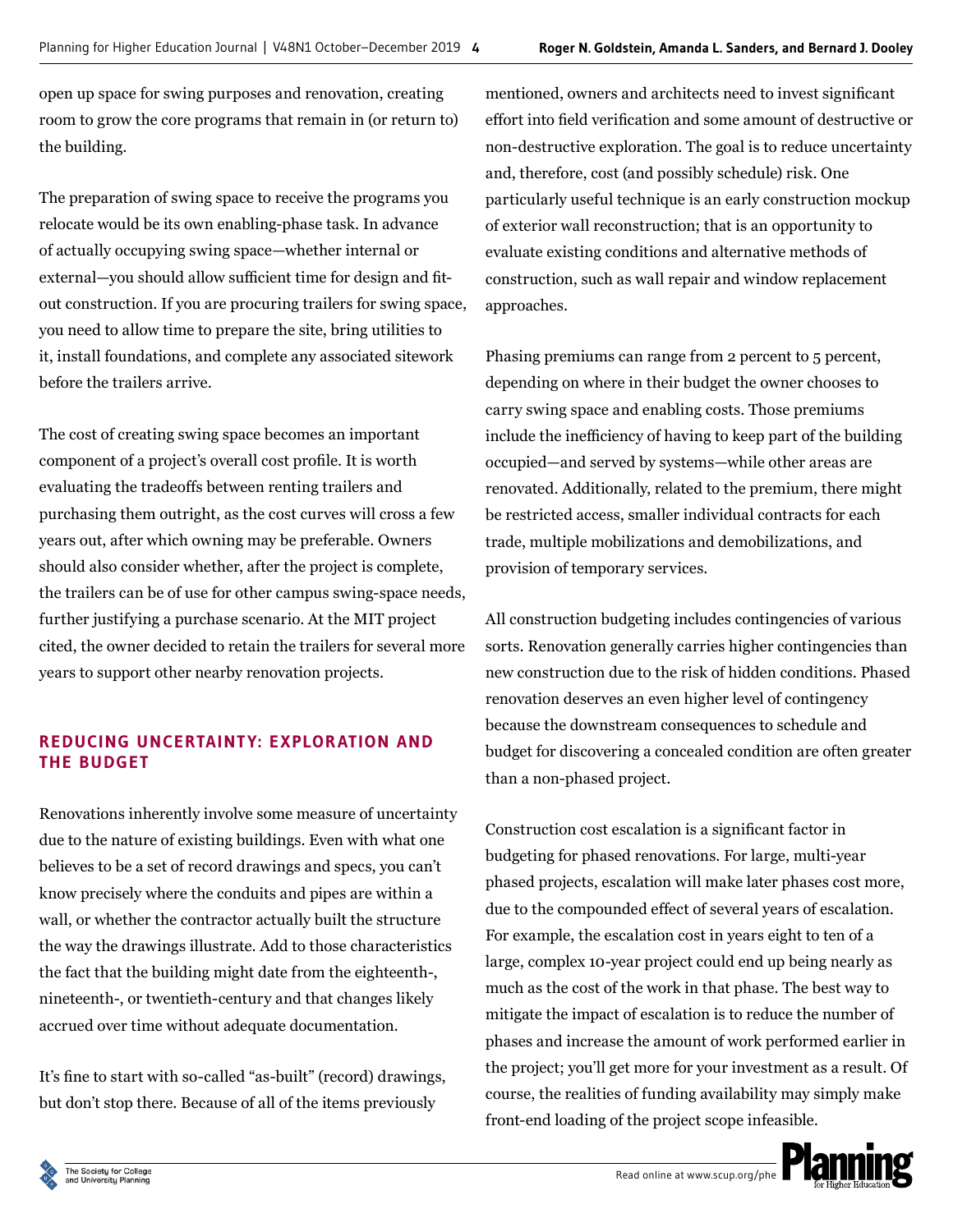open up space for swing purposes and renovation, creating room to grow the core programs that remain in (or return to) the building.

The preparation of swing space to receive the programs you relocate would be its own enabling-phase task. In advance of actually occupying swing space—whether internal or external—you should allow sufficient time for design and fit-out construction. If you are procuring trailers for swing space, you need to allow time to prepare the site, bring utilities to it, install foundations, and complete any associated sitework before the trailers arrive.

The cost of creating swing space becomes an important component of a project's overall cost profile. It is worth evaluating the tradeoffs between renting trailers and purchasing them outright, as the cost curves will cross a few years out, after which owning may be preferable. Owners should also consider whether, after the project is complete, the trailers can be of use for other campus swing-space needs, further justifying a purchase scenario. At the MIT project cited, the owner decided to retain the trailers for several more years to support other nearby renovation projects.

## REDUCING UNCERTAINTY: EXPLORATION AND THE BUDGET

Renovations inherently involve some measure of uncertainty due to the nature of existing buildings. Even with what one believes to be a set of record drawings and specs, you can't know precisely where the conduits and pipes are within a wall, or whether the contractor actually built the structure the way the drawings illustrate. Add to those characteristics the fact that the building might date from the eighteenth-, nineteenth-, or twentieth-century and that changes likely accrued over time without adequate documentation.

It's fine to start with so-called "as-built" (record) drawings, but don't stop there. Because of all of the items previously mentioned, owners and architects need to invest significant effort into field verification and some amount of destructive or non-destructive exploration. The goal is to reduce uncertainty and, therefore, cost (and possibly schedule) risk. One particularly useful technique is an early construction mockup of exterior wall reconstruction; that is an opportunity to evaluate existing conditions and alternative methods of construction, such as wall repair and window replacement approaches.

Phasing premiums can range from 2 percent to 5 percent, depending on where in their budget the owner chooses to carry swing space and enabling costs. Those premiums include the inefficiency of having to keep part of the building occupied—and served by systems—while other areas are renovated. Additionally, related to the premium, there might be restricted access, smaller individual contracts for each trade, multiple mobilizations and demobilizations, and provision of temporary services.

All construction budgeting includes contingencies of various sorts. Renovation generally carries higher contingencies than new construction due to the risk of hidden conditions. Phased renovation deserves an even higher level of contingency because the downstream consequences to schedule and budget for discovering a concealed condition are often greater than a non-phased project.

Construction cost escalation is a significant factor in budgeting for phased renovations. For large, multi-year phased projects, escalation will make later phases cost more, due to the compounded effect of several years of escalation. For example, the escalation cost in years eight to ten of a large, complex 10-year project could end up being nearly as much as the cost of the work in that phase. The best way to mitigate the impact of escalation is to reduce the number of phases and increase the amount of work performed earlier in the project; you'll get more for your investment as a result. Of course, the realities of funding availability may simply make front-end loading of the project scope infeasible.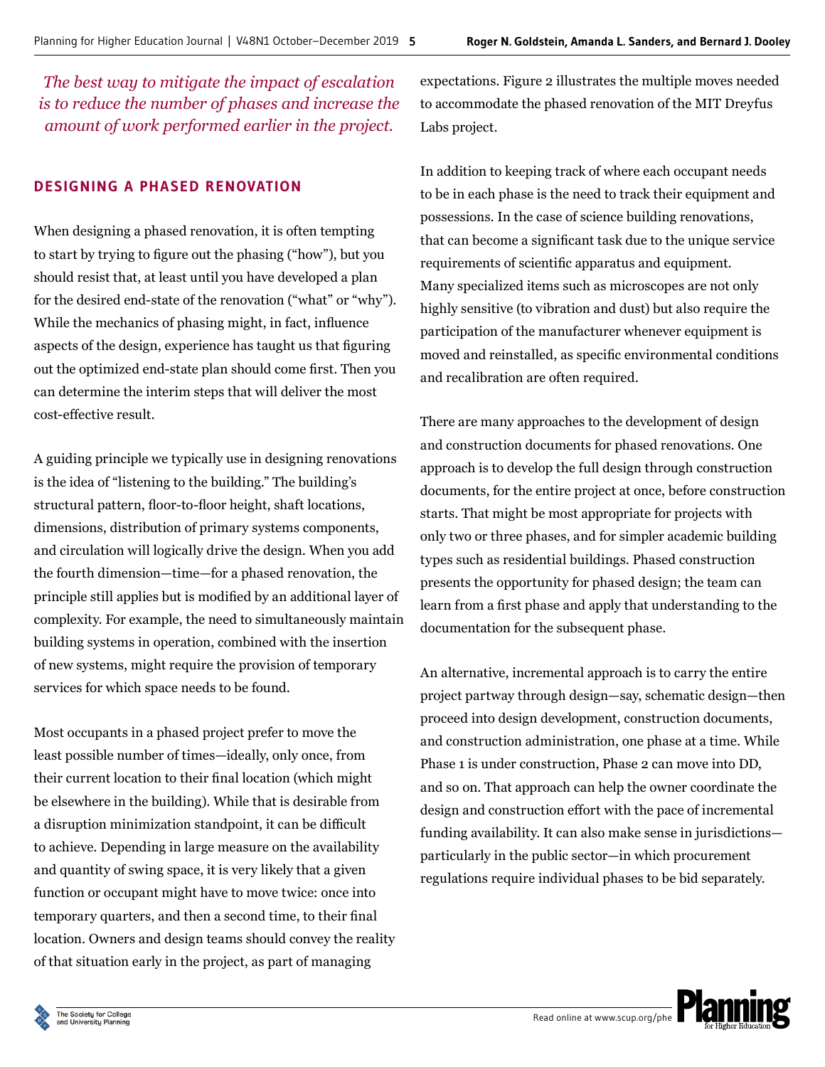*The best way to mitigate the impact of escalation is to reduce the number of phases and increase the amount of work performed earlier in the project.*

## DESIGNING A PHASED RENOVATION

When designing a phased renovation, it is often tempting to start by trying to figure out the phasing ("how"), but you should resist that, at least until you have developed a plan for the desired end-state of the renovation ("what" or "why"). While the mechanics of phasing might, in fact, influence aspects of the design, experience has taught us that figuring out the optimized end-state plan should come first. Then you can determine the interim steps that will deliver the most cost-effective result.

A guiding principle we typically use in designing renovations is the idea of "listening to the building." The building's structural pattern, floor-to-floor height, shaft locations, dimensions, distribution of primary systems components, and circulation will logically drive the design. When you add the fourth dimension—time—for a phased renovation, the principle still applies but is modified by an additional layer of complexity. For example, the need to simultaneously maintain building systems in operation, combined with the insertion of new systems, might require the provision of temporary services for which space needs to be found.

Most occupants in a phased project prefer to move the least possible number of times—ideally, only once, from their current location to their final location (which might be elsewhere in the building). While that is desirable from a disruption minimization standpoint, it can be difficult to achieve. Depending in large measure on the availability and quantity of swing space, it is very likely that a given function or occupant might have to move twice: once into temporary quarters, and then a second time, to their final location. Owners and design teams should convey the reality of that situation early in the project, as part of managing expectations. Figure 2 illustrates the multiple moves needed to accommodate the phased renovation of the MIT Dreyfus Labs project.

In addition to keeping track of where each occupant needs to be in each phase is the need to track their equipment and possessions. In the case of science building renovations, that can become a significant task due to the unique service requirements of scientific apparatus and equipment. Many specialized items such as microscopes are not only highly sensitive (to vibration and dust) but also require the participation of the manufacturer whenever equipment is moved and reinstalled, as specific environmental conditions and recalibration are often required.

There are many approaches to the development of design and construction documents for phased renovations. One approach is to develop the full design through construction documents, for the entire project at once, before construction starts. That might be most appropriate for projects with only two or three phases, and for simpler academic building types such as residential buildings. Phased construction presents the opportunity for phased design; the team can learn from a first phase and apply that understanding to the documentation for the subsequent phase.

An alternative, incremental approach is to carry the entire project partway through design—say, schematic design—then proceed into design development, construction documents, and construction administration, one phase at a time. While Phase 1 is under construction, Phase 2 can move into DD, and so on. That approach can help the owner coordinate the design and construction effort with the pace of incremental funding availability. It can also make sense in jurisdictions—particularly in the public sector—in which procurement regulations require individual phases to be bid separately.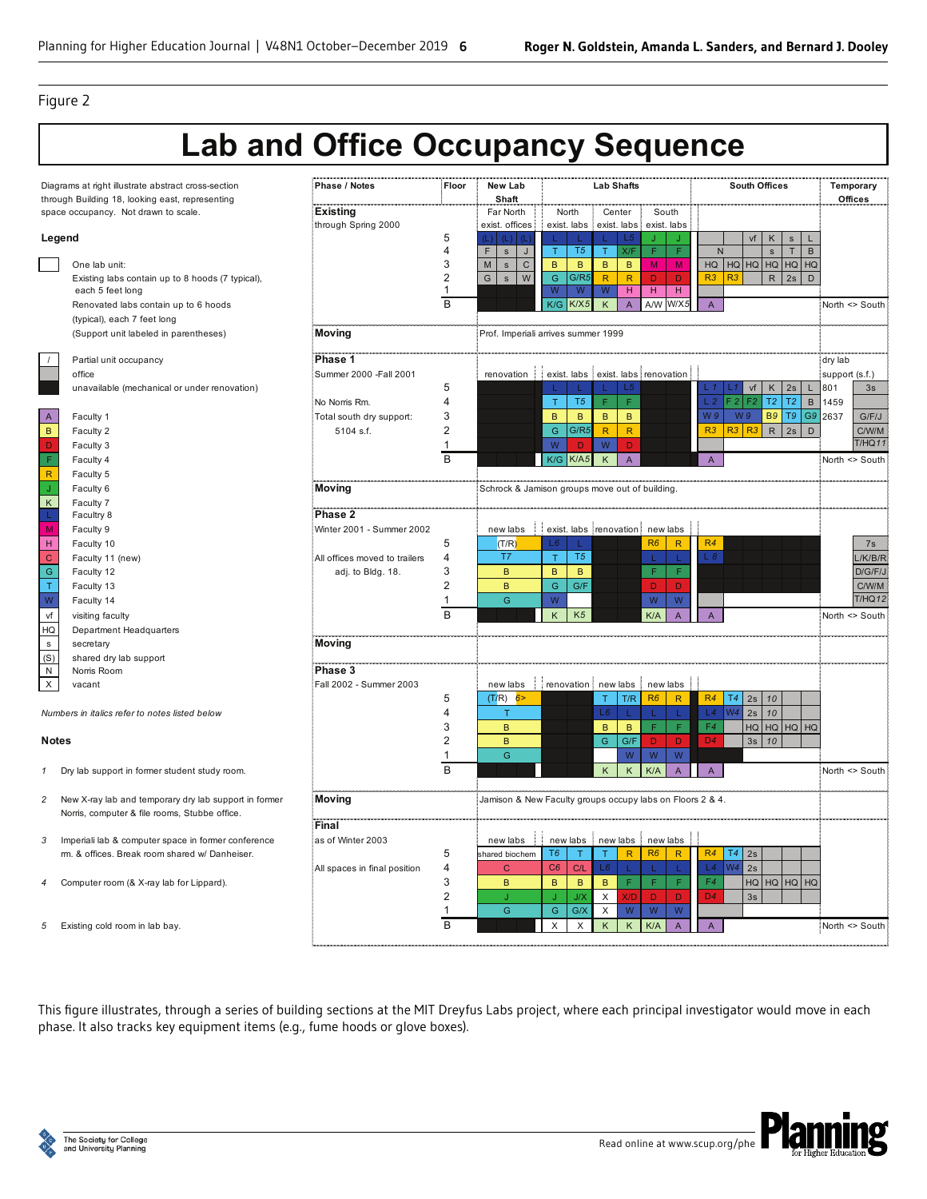Figure 2

# Lab and Office Occupancy Sequence

Diagrams at right illustrate abstract cross-section through Building 18, looking east, representing space occupancy. Not drawn to scale.

## Legend

- One lab unit: Existing labs contain up to 8 hoods (7 typical), each 5 feet long. Renovated labs contain up to 6 hoods (typical), each 7 feet long (Support unit labeled in parentheses)
- / Partial unit occupancy
- office
- unavailable (mechanical or under renovation)

| Code | Meaning |
|---|---|
| A | Faculty 1 |
| B | Faculty 2 |
| D | Faculty 3 |
| F | Faculty 4 |
| R | Faculty 5 |
| J | Faculty 6 |
| K | Faculty 7 |
| L | Faculty 8 |
| M | Faculty 9 |
| H | Faculty 10 |
| C | Faculty 11 (new) |
| G | Faculty 12 |
| T | Faculty 13 |
| W | Faculty 14 |
| vf | visiting faculty |
| HQ | Department Headquarters |
| s | secretary |
| (S) | shared dry lab support |
| N | Norris Room |
| X | vacant |

*Numbers in italics refer to notes listed below*

## Notes

1. Dry lab support in former student study room.
2. New X-ray lab and temporary dry lab support in former Norris, computer & file rooms, Stubbe office.
3. Imperiali lab & computer space in former conference rm. & offices. Break room shared w/ Danheiser.
4. Computer room (& X-ray lab for Lippard).
5. Existing cold room in lab bay.

| Phase / Notes | Floor | New Lab Shaft | Lab Shafts | South Offices | Temporary Offices |
|---|---|---|---|---|---|
| **Existing** through Spring 2000 | 5 | (L) (L) (L) | L L L L5 J J | vf K s L | |
| | 4 | F s J | T T5 T X/F F F | N s T B | |
| | 3 | M s C | B B B B M M | HQ HQ HQ HQ HQ HQ | |
| | 2 | G s W | G G/R5 R R D D | R3 R3 R 2s D | |
| | 1 | | W W W H H H | | |
| | B | | K/G K/X5 K A A/W W/X5 | A | North <> South |
| **Moving** | | Prof. Imperiali arrives summer 1999 | | | |
| **Phase 1** Summer 2000 - Fall 2001 | | renovation | exist. labs, exist. labs, renovation | | dry lab support (s.f.) |
| | 5 | | L L L L5 | L1 L1 vf K 2s L | 801 3s |
| No Norris Rm. | 4 | | T T5 F F | L2 F2 F2 T2 T2 B | 1459 |
| Total south dry support: 5104 s.f. | 3 | | B B B B | W9 W9 B9 T9 G9 | 2637 G/F/J |
| | 2 | | G G/R5 R R | R3 R3 R3 R 2s D | C/W/M |
| | 1 | | W D W D | | T/HQ *11* |
| | B | | K/G K/A5 K A | A | North <> South |
| **Moving** | | Schrock & Jamison groups move out of building. | | | |
| **Phase 2** Winter 2001 - Summer 2002 | | new labs | exist. labs, renovation, new labs | | |
| | 5 | (T/R) | L6 L R6 R | R4 | 7s |
| All offices moved to trailers adj. to Bldg. 18. | 4 | T7 | T T5 L L | L6 | L/K/B/R |
| | 3 | B | B B F F | | D/G/F/J |
| | 2 | B | G G/F D D | | C/W/M |
| | 1 | G | W W W | | T/HQ *12* |
| | B | | K K5 K/A A | A | North <> South |
| **Moving** | | | | | |
| **Phase 3** Fall 2002 - Summer 2003 | | new labs | renovation, new labs, new labs | | |
| | 5 | (T/R) 6> | T T/R R6 R | R4 T4 2s *10* | |
| | 4 | T | L6 L L L | L4 W4 2s *10* | |
| | 3 | B | B B F F | F4 HQ HQ HQ HQ | |
| | 2 | B | G G/F D D | D4 3s *10* | |
| | 1 | G | W W W | | |
| | B | | K K K/A A | A | North <> South |
| **Moving** | | Jamison & New Faculty groups occupy labs on Floors 2 & 4. | | | |
| **Final** as of Winter 2003 | | new labs | new labs, new labs, new labs | | |
| | 5 | shared biochem | T6 T T R R6 R | R4 T4 2s | |
| All spaces in final position | 4 | C | C6 C/L L6 L L L | L4 W4 2s | |
| | 3 | B | B B B F F F | F4 HQ HQ HQ HQ | |
| | 2 | J | J J/X X X/D D D | D4 3s | |
| | 1 | G | G G/X X W W W | | |
| | B | | X X K K K/A A | A | North <> South |

This figure illustrates, through a series of building sections at the MIT Dreyfus Labs project, where each principal investigator would move in each phase. It also tracks key equipment items (e.g., fume hoods or glove boxes).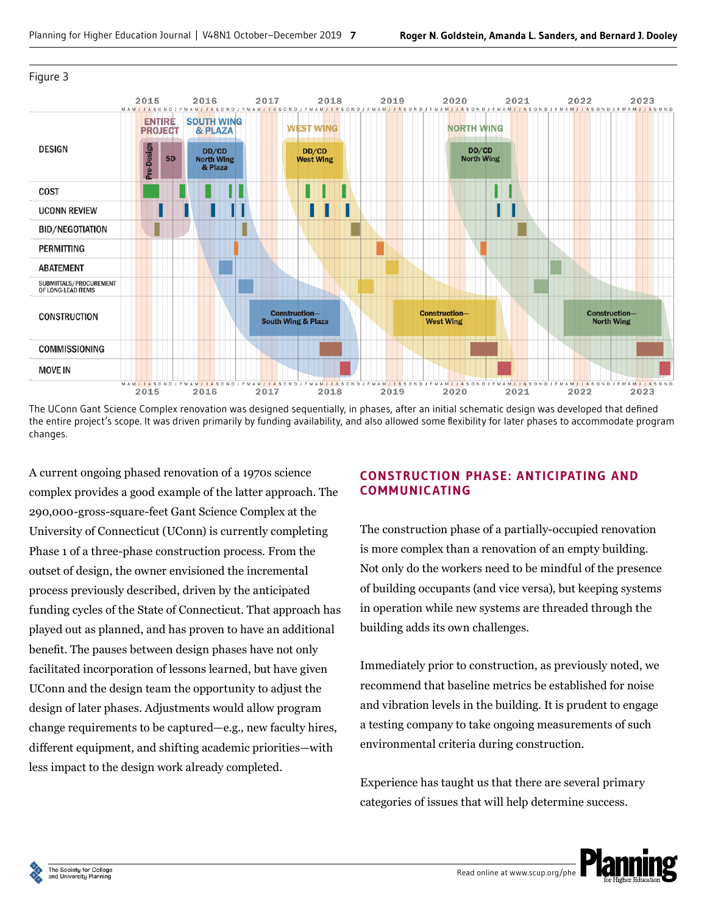Figure 3

The UConn Gant Science Complex renovation was designed sequentially, in phases, after an initial schematic design was developed that defined the entire project's scope. It was driven primarily by funding availability, and also allowed some flexibility for later phases to accommodate program changes.

A current ongoing phased renovation of a 1970s science complex provides a good example of the latter approach. The 290,000-gross-square-feet Gant Science Complex at the University of Connecticut (UConn) is currently completing Phase 1 of a three-phase construction process. From the outset of design, the owner envisioned the incremental process previously described, driven by the anticipated funding cycles of the State of Connecticut. That approach has played out as planned, and has proven to have an additional benefit. The pauses between design phases have not only facilitated incorporation of lessons learned, but have given UConn and the design team the opportunity to adjust the design of later phases. Adjustments would allow program change requirements to be captured—e.g., new faculty hires, different equipment, and shifting academic priorities—with less impact to the design work already completed.

## CONSTRUCTION PHASE: ANTICIPATING AND COMMUNICATING

The construction phase of a partially-occupied renovation is more complex than a renovation of an empty building. Not only do the workers need to be mindful of the presence of building occupants (and vice versa), but keeping systems in operation while new systems are threaded through the building adds its own challenges.

Immediately prior to construction, as previously noted, we recommend that baseline metrics be established for noise and vibration levels in the building. It is prudent to engage a testing company to take ongoing measurements of such environmental criteria during construction.

Experience has taught us that there are several primary categories of issues that will help determine success.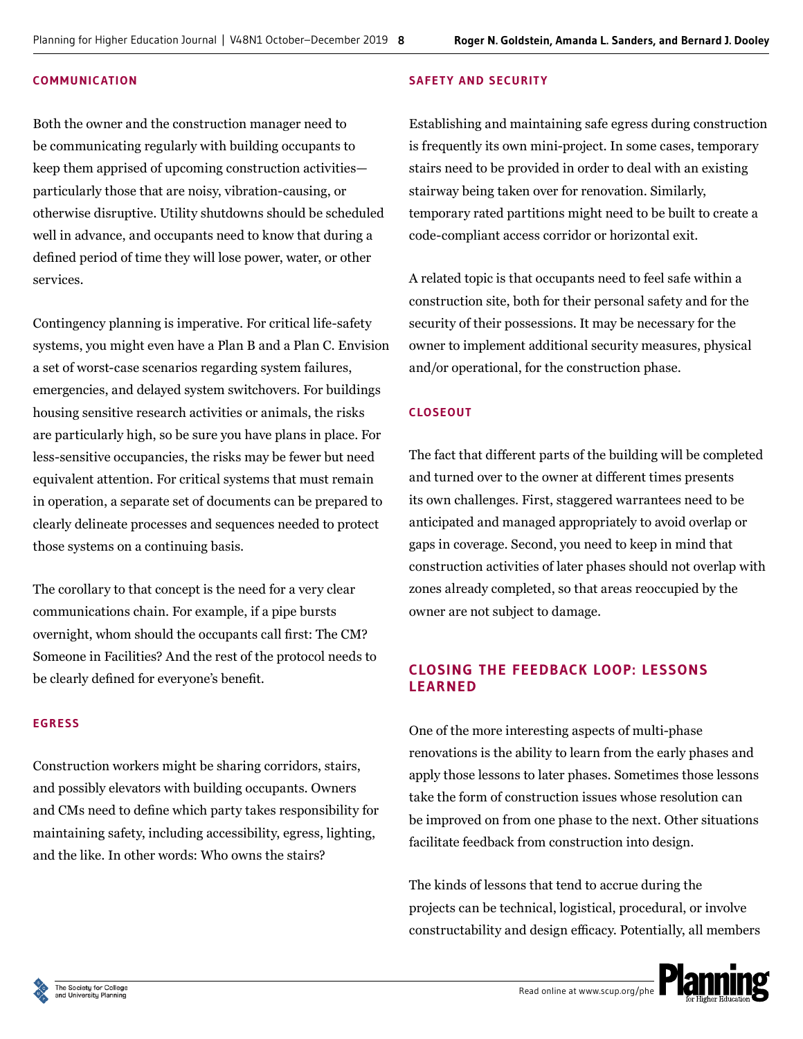#### COMMUNICATION

Both the owner and the construction manager need to be communicating regularly with building occupants to keep them apprised of upcoming construction activities—particularly those that are noisy, vibration-causing, or otherwise disruptive. Utility shutdowns should be scheduled well in advance, and occupants need to know that during a defined period of time they will lose power, water, or other services.

Contingency planning is imperative. For critical life-safety systems, you might even have a Plan B and a Plan C. Envision a set of worst-case scenarios regarding system failures, emergencies, and delayed system switchovers. For buildings housing sensitive research activities or animals, the risks are particularly high, so be sure you have plans in place. For less-sensitive occupancies, the risks may be fewer but need equivalent attention. For critical systems that must remain in operation, a separate set of documents can be prepared to clearly delineate processes and sequences needed to protect those systems on a continuing basis.

The corollary to that concept is the need for a very clear communications chain. For example, if a pipe bursts overnight, whom should the occupants call first: The CM? Someone in Facilities? And the rest of the protocol needs to be clearly defined for everyone's benefit.

#### EGRESS

Construction workers might be sharing corridors, stairs, and possibly elevators with building occupants. Owners and CMs need to define which party takes responsibility for maintaining safety, including accessibility, egress, lighting, and the like. In other words: Who owns the stairs?

#### SAFETY AND SECURITY

Establishing and maintaining safe egress during construction is frequently its own mini-project. In some cases, temporary stairs need to be provided in order to deal with an existing stairway being taken over for renovation. Similarly, temporary rated partitions might need to be built to create a code-compliant access corridor or horizontal exit.

A related topic is that occupants need to feel safe within a construction site, both for their personal safety and for the security of their possessions. It may be necessary for the owner to implement additional security measures, physical and/or operational, for the construction phase.

#### CLOSEOUT

The fact that different parts of the building will be completed and turned over to the owner at different times presents its own challenges. First, staggered warrantees need to be anticipated and managed appropriately to avoid overlap or gaps in coverage. Second, you need to keep in mind that construction activities of later phases should not overlap with zones already completed, so that areas reoccupied by the owner are not subject to damage.

### CLOSING THE FEEDBACK LOOP: LESSONS LEARNED

One of the more interesting aspects of multi-phase renovations is the ability to learn from the early phases and apply those lessons to later phases. Sometimes those lessons take the form of construction issues whose resolution can be improved on from one phase to the next. Other situations facilitate feedback from construction into design.

The kinds of lessons that tend to accrue during the projects can be technical, logistical, procedural, or involve constructability and design efficacy. Potentially, all members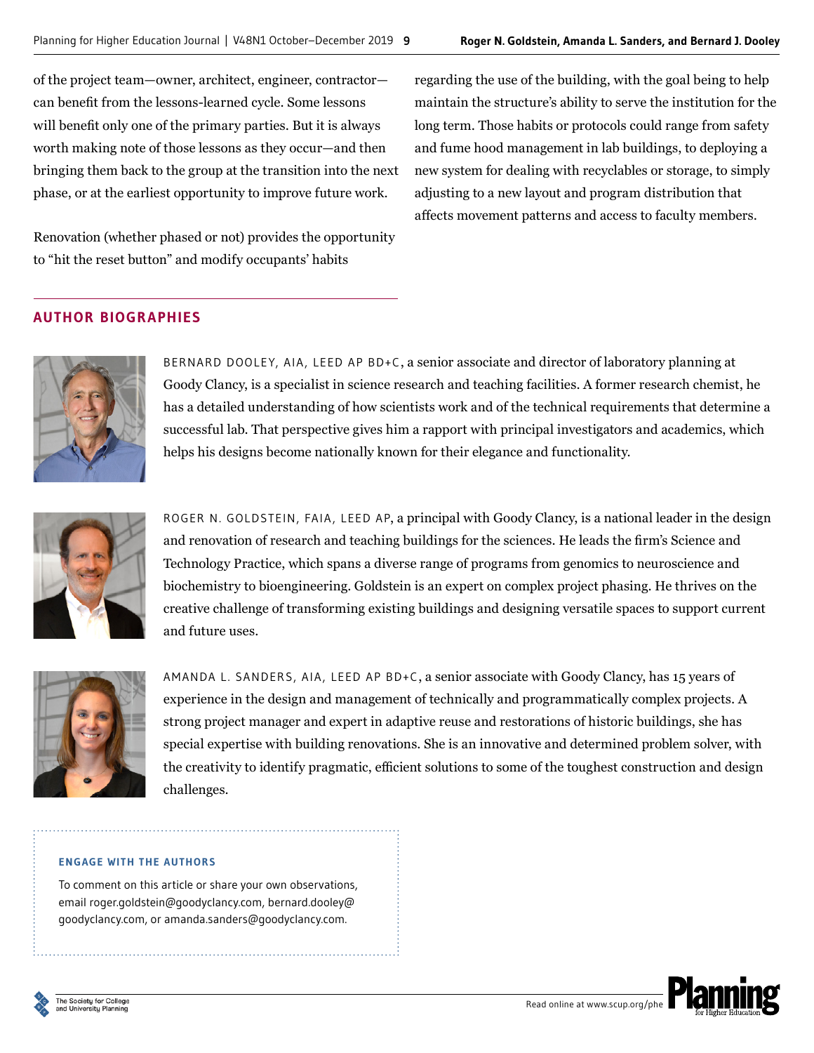of the project team—owner, architect, engineer, contractor—can benefit from the lessons-learned cycle. Some lessons will benefit only one of the primary parties. But it is always worth making note of those lessons as they occur—and then bringing them back to the group at the transition into the next phase, or at the earliest opportunity to improve future work.

Renovation (whether phased or not) provides the opportunity to "hit the reset button" and modify occupants' habits regarding the use of the building, with the goal being to help maintain the structure's ability to serve the institution for the long term. Those habits or protocols could range from safety and fume hood management in lab buildings, to deploying a new system for dealing with recyclables or storage, to simply adjusting to a new layout and program distribution that affects movement patterns and access to faculty members.

## AUTHOR BIOGRAPHIES

BERNARD DOOLEY, AIA, LEED AP BD+C, a senior associate and director of laboratory planning at Goody Clancy, is a specialist in science research and teaching facilities. A former research chemist, he has a detailed understanding of how scientists work and of the technical requirements that determine a successful lab. That perspective gives him a rapport with principal investigators and academics, which helps his designs become nationally known for their elegance and functionality.

ROGER N. GOLDSTEIN, FAIA, LEED AP, a principal with Goody Clancy, is a national leader in the design and renovation of research and teaching buildings for the sciences. He leads the firm's Science and Technology Practice, which spans a diverse range of programs from genomics to neuroscience and biochemistry to bioengineering. Goldstein is an expert on complex project phasing. He thrives on the creative challenge of transforming existing buildings and designing versatile spaces to support current and future uses.

AMANDA L. SANDERS, AIA, LEED AP BD+C, a senior associate with Goody Clancy, has 15 years of experience in the design and management of technically and programmatically complex projects. A strong project manager and expert in adaptive reuse and restorations of historic buildings, she has special expertise with building renovations. She is an innovative and determined problem solver, with the creativity to identify pragmatic, efficient solutions to some of the toughest construction and design challenges.

### ENGAGE WITH THE AUTHORS

To comment on this article or share your own observations, email roger.goldstein@goodyclancy.com, bernard.dooley@goodyclancy.com, or amanda.sanders@goodyclancy.com.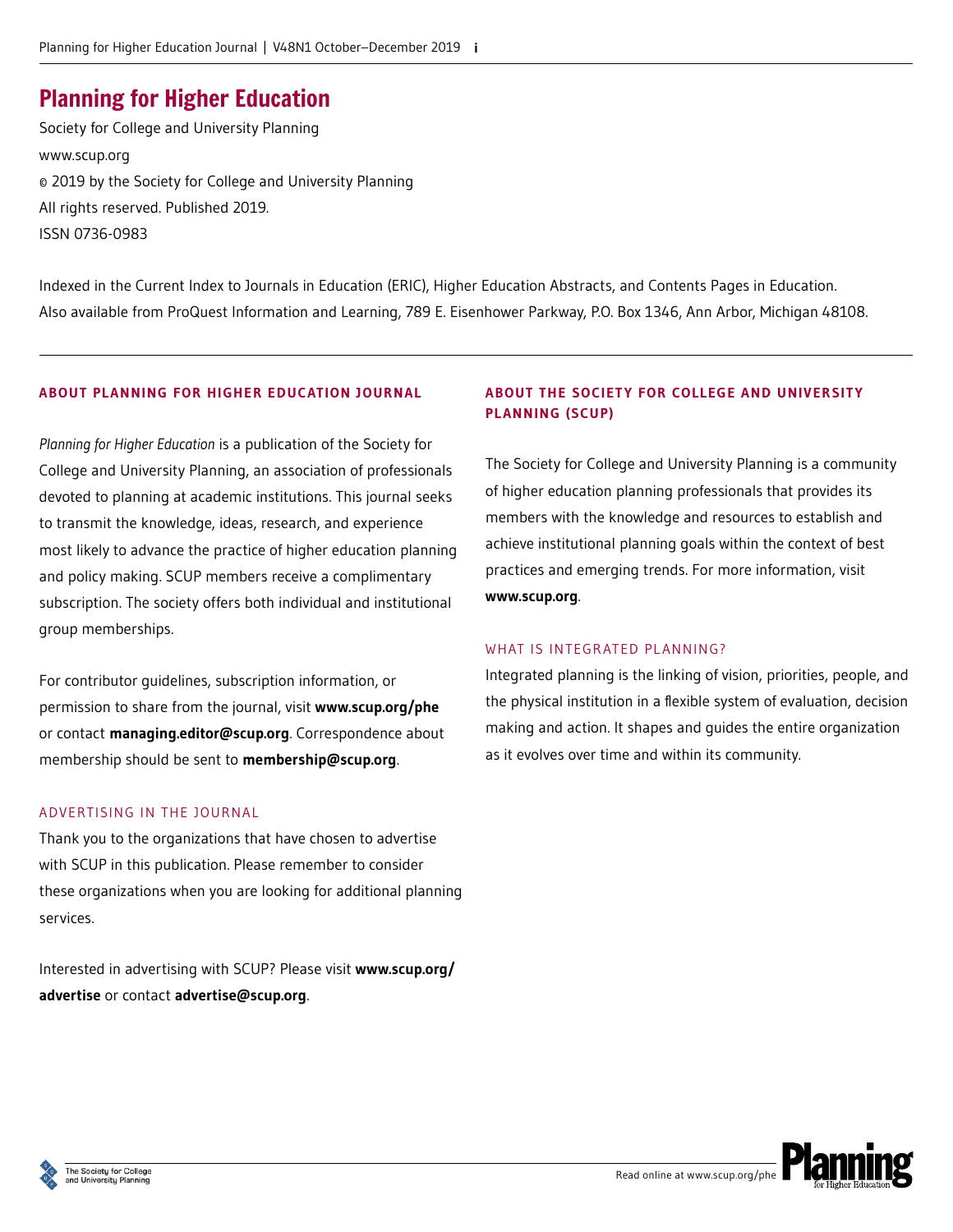# Planning for Higher Education

Society for College and University Planning
www.scup.org
© 2019 by the Society for College and University Planning
All rights reserved. Published 2019.
ISSN 0736-0983

Indexed in the Current Index to Journals in Education (ERIC), Higher Education Abstracts, and Contents Pages in Education. Also available from ProQuest Information and Learning, 789 E. Eisenhower Parkway, P.O. Box 1346, Ann Arbor, Michigan 48108.

## ABOUT PLANNING FOR HIGHER EDUCATION JOURNAL

*Planning for Higher Education* is a publication of the Society for College and University Planning, an association of professionals devoted to planning at academic institutions. This journal seeks to transmit the knowledge, ideas, research, and experience most likely to advance the practice of higher education planning and policy making. SCUP members receive a complimentary subscription. The society offers both individual and institutional group memberships.

For contributor guidelines, subscription information, or permission to share from the journal, visit **www.scup.org/phe** or contact **managing.editor@scup.org**. Correspondence about membership should be sent to **membership@scup.org**.

### ADVERTISING IN THE JOURNAL

Thank you to the organizations that have chosen to advertise with SCUP in this publication. Please remember to consider these organizations when you are looking for additional planning services.

Interested in advertising with SCUP? Please visit **www.scup.org/advertise** or contact **advertise@scup.org**.

## ABOUT THE SOCIETY FOR COLLEGE AND UNIVERSITY PLANNING (SCUP)

The Society for College and University Planning is a community of higher education planning professionals that provides its members with the knowledge and resources to establish and achieve institutional planning goals within the context of best practices and emerging trends. For more information, visit **www.scup.org**.

### WHAT IS INTEGRATED PLANNING?

Integrated planning is the linking of vision, priorities, people, and the physical institution in a flexible system of evaluation, decision making and action. It shapes and guides the entire organization as it evolves over time and within its community.